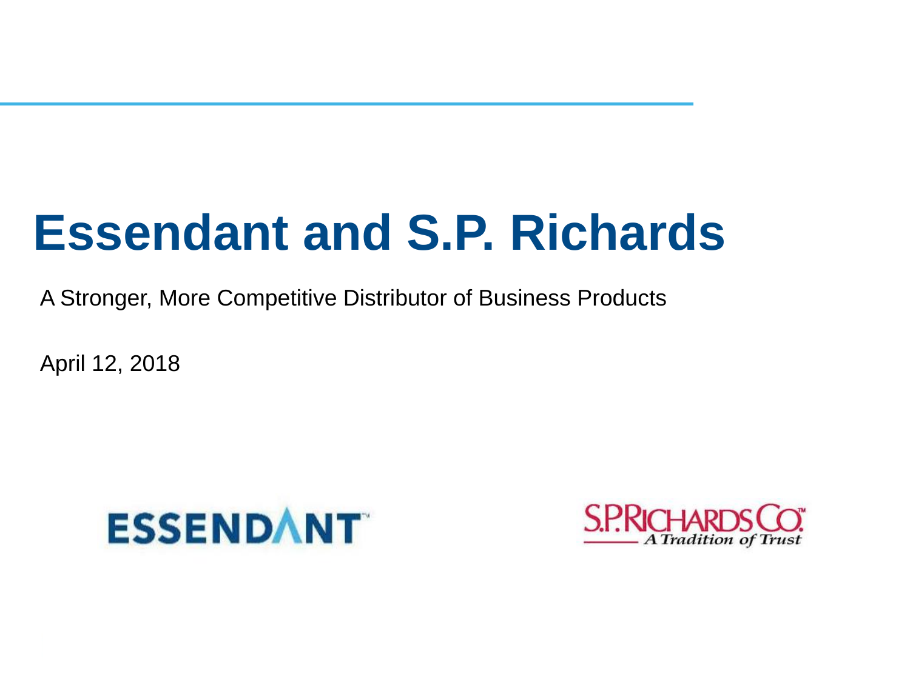# Essendant and S.P. Richards

A Stronger, More Competitive Distributor of Business Products

April 12, 2018

ESSENDANT

S.P. RICHARDS CO.
A Tradition of Trust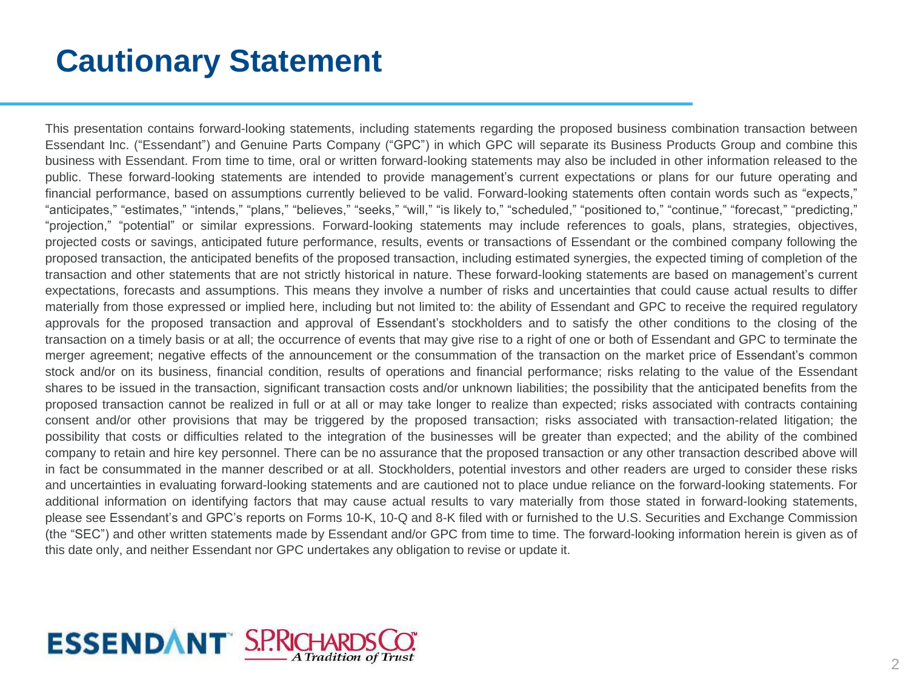# Cautionary Statement

This presentation contains forward-looking statements, including statements regarding the proposed business combination transaction between Essendant Inc. ("Essendant") and Genuine Parts Company ("GPC") in which GPC will separate its Business Products Group and combine this business with Essendant. From time to time, oral or written forward-looking statements may also be included in other information released to the public. These forward-looking statements are intended to provide management's current expectations or plans for our future operating and financial performance, based on assumptions currently believed to be valid. Forward-looking statements often contain words such as "expects," "anticipates," "estimates," "intends," "plans," "believes," "seeks," "will," "is likely to," "scheduled," "positioned to," "continue," "forecast," "predicting," "projection," "potential" or similar expressions. Forward-looking statements may include references to goals, plans, strategies, objectives, projected costs or savings, anticipated future performance, results, events or transactions of Essendant or the combined company following the proposed transaction, the anticipated benefits of the proposed transaction, including estimated synergies, the expected timing of completion of the transaction and other statements that are not strictly historical in nature. These forward-looking statements are based on management's current expectations, forecasts and assumptions. This means they involve a number of risks and uncertainties that could cause actual results to differ materially from those expressed or implied here, including but not limited to: the ability of Essendant and GPC to receive the required regulatory approvals for the proposed transaction and approval of Essendant's stockholders and to satisfy the other conditions to the closing of the transaction on a timely basis or at all; the occurrence of events that may give rise to a right of one or both of Essendant and GPC to terminate the merger agreement; negative effects of the announcement or the consummation of the transaction on the market price of Essendant's common stock and/or on its business, financial condition, results of operations and financial performance; risks relating to the value of the Essendant shares to be issued in the transaction, significant transaction costs and/or unknown liabilities; the possibility that the anticipated benefits from the proposed transaction cannot be realized in full or at all or may take longer to realize than expected; risks associated with contracts containing consent and/or other provisions that may be triggered by the proposed transaction; risks associated with transaction-related litigation; the possibility that costs or difficulties related to the integration of the businesses will be greater than expected; and the ability of the combined company to retain and hire key personnel. There can be no assurance that the proposed transaction or any other transaction described above will in fact be consummated in the manner described or at all. Stockholders, potential investors and other readers are urged to consider these risks and uncertainties in evaluating forward-looking statements and are cautioned not to place undue reliance on the forward-looking statements. For additional information on identifying factors that may cause actual results to vary materially from those stated in forward-looking statements, please see Essendant's and GPC's reports on Forms 10-K, 10-Q and 8-K filed with or furnished to the U.S. Securities and Exchange Commission (the "SEC") and other written statements made by Essendant and/or GPC from time to time. The forward-looking information herein is given as of this date only, and neither Essendant nor GPC undertakes any obligation to revise or update it.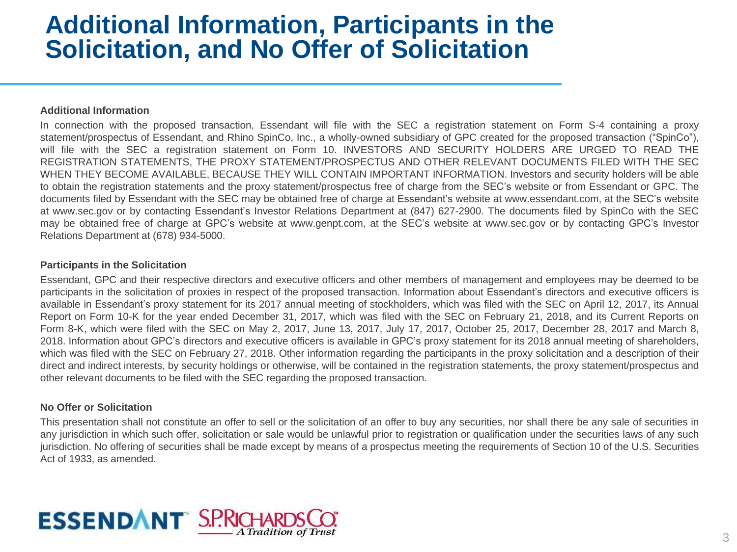# Additional Information, Participants in the Solicitation, and No Offer of Solicitation

**Additional Information**

In connection with the proposed transaction, Essendant will file with the SEC a registration statement on Form S-4 containing a proxy statement/prospectus of Essendant, and Rhino SpinCo, Inc., a wholly-owned subsidiary of GPC created for the proposed transaction ("SpinCo"), will file with the SEC a registration statement on Form 10. INVESTORS AND SECURITY HOLDERS ARE URGED TO READ THE REGISTRATION STATEMENTS, THE PROXY STATEMENT/PROSPECTUS AND OTHER RELEVANT DOCUMENTS FILED WITH THE SEC WHEN THEY BECOME AVAILABLE, BECAUSE THEY WILL CONTAIN IMPORTANT INFORMATION. Investors and security holders will be able to obtain the registration statements and the proxy statement/prospectus free of charge from the SEC's website or from Essendant or GPC. The documents filed by Essendant with the SEC may be obtained free of charge at Essendant's website at www.essendant.com, at the SEC's website at www.sec.gov or by contacting Essendant's Investor Relations Department at (847) 627-2900. The documents filed by SpinCo with the SEC may be obtained free of charge at GPC's website at www.genpt.com, at the SEC's website at www.sec.gov or by contacting GPC's Investor Relations Department at (678) 934-5000.

**Participants in the Solicitation**

Essendant, GPC and their respective directors and executive officers and other members of management and employees may be deemed to be participants in the solicitation of proxies in respect of the proposed transaction. Information about Essendant's directors and executive officers is available in Essendant's proxy statement for its 2017 annual meeting of stockholders, which was filed with the SEC on April 12, 2017, its Annual Report on Form 10-K for the year ended December 31, 2017, which was filed with the SEC on February 21, 2018, and its Current Reports on Form 8-K, which were filed with the SEC on May 2, 2017, June 13, 2017, July 17, 2017, October 25, 2017, December 28, 2017 and March 8, 2018. Information about GPC's directors and executive officers is available in GPC's proxy statement for its 2018 annual meeting of shareholders, which was filed with the SEC on February 27, 2018. Other information regarding the participants in the proxy solicitation and a description of their direct and indirect interests, by security holdings or otherwise, will be contained in the registration statements, the proxy statement/prospectus and other relevant documents to be filed with the SEC regarding the proposed transaction.

**No Offer or Solicitation**

This presentation shall not constitute an offer to sell or the solicitation of an offer to buy any securities, nor shall there be any sale of securities in any jurisdiction in which such offer, solicitation or sale would be unlawful prior to registration or qualification under the securities laws of any such jurisdiction. No offering of securities shall be made except by means of a prospectus meeting the requirements of Section 10 of the U.S. Securities Act of 1933, as amended.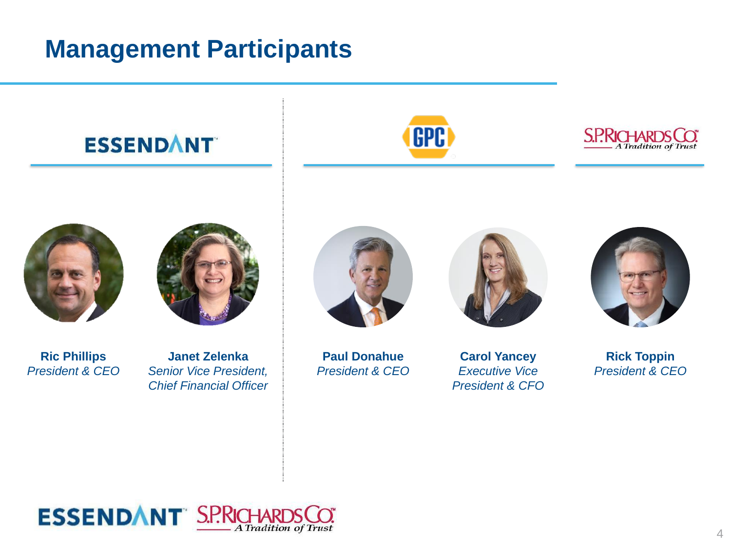# Management Participants

## ESSENDANT

**Ric Phillips**
*President & CEO*

**Janet Zelenka**
*Senior Vice President, Chief Financial Officer*

## GPC

**Paul Donahue**
*President & CEO*

**Carol Yancey**
*Executive Vice President & CFO*

## S.P. RICHARDS CO. – A Tradition of Trust

**Rick Toppin**
*President & CEO*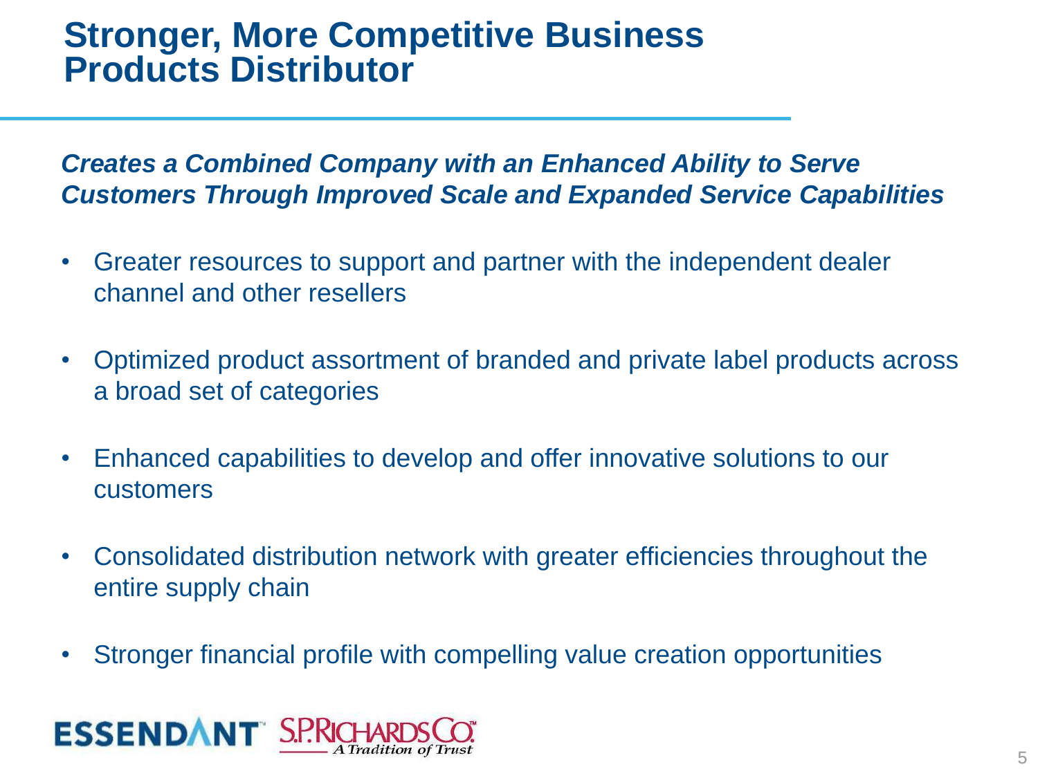# Stronger, More Competitive Business Products Distributor

***Creates a Combined Company with an Enhanced Ability to Serve Customers Through Improved Scale and Expanded Service Capabilities***

- Greater resources to support and partner with the independent dealer channel and other resellers
- Optimized product assortment of branded and private label products across a broad set of categories
- Enhanced capabilities to develop and offer innovative solutions to our customers
- Consolidated distribution network with greater efficiencies throughout the entire supply chain
- Stronger financial profile with compelling value creation opportunities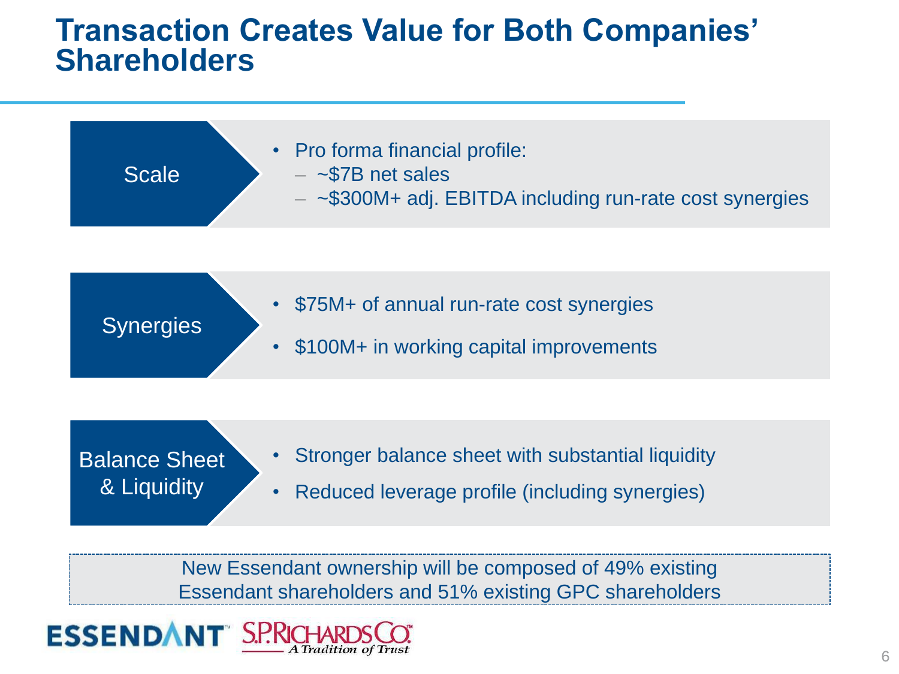# Transaction Creates Value for Both Companies' Shareholders

**Scale**

- Pro forma financial profile:
  - ~$7B net sales
  - ~$300M+ adj. EBITDA including run-rate cost synergies

**Synergies**

- $75M+ of annual run-rate cost synergies
- $100M+ in working capital improvements

**Balance Sheet & Liquidity**

- Stronger balance sheet with substantial liquidity
- Reduced leverage profile (including synergies)

New Essendant ownership will be composed of 49% existing Essendant shareholders and 51% existing GPC shareholders

ESSENDANT S.P.RICHARDS CO. A Tradition of Trust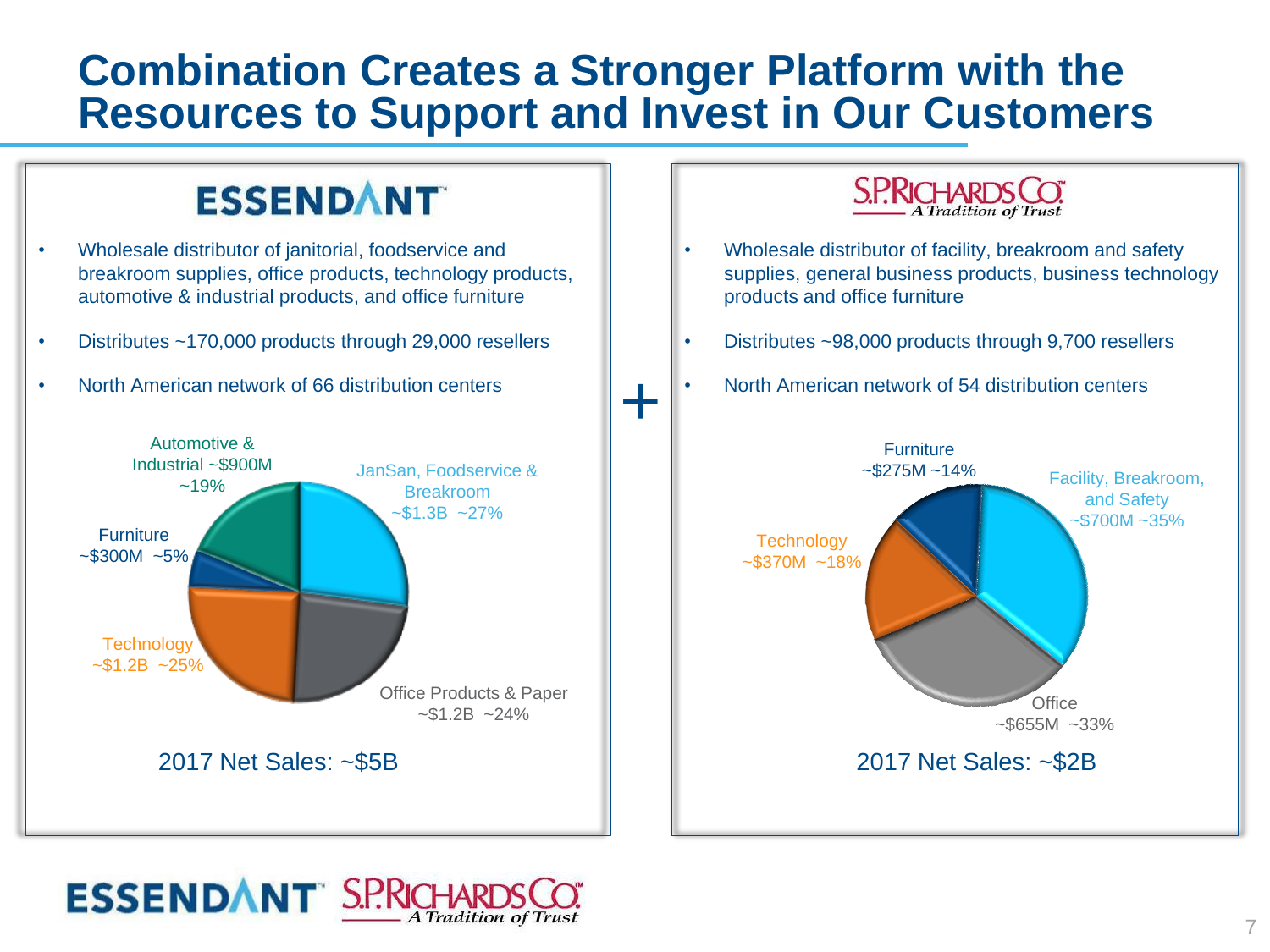# Combination Creates a Stronger Platform with the Resources to Support and Invest in Our Customers

## ESSENDANT

- Wholesale distributor of janitorial, foodservice and breakroom supplies, office products, technology products, automotive & industrial products, and office furniture
- Distributes ~170,000 products through 29,000 resellers
- North American network of 66 distribution centers

| Segment | Net Sales | Share |
| --- | --- | --- |
| JanSan, Foodservice & Breakroom | ~$1.3B | ~27% |
| Office Products & Paper | ~$1.2B | ~24% |
| Technology | ~$1.2B | ~25% |
| Furniture | ~$300M | ~5% |
| Automotive & Industrial | ~$900M | ~19% |

2017 Net Sales: ~$5B

+

## S.P. RICHARDS CO. – A Tradition of Trust

- Wholesale distributor of facility, breakroom and safety supplies, general business products, business technology products and office furniture
- Distributes ~98,000 products through 9,700 resellers
- North American network of 54 distribution centers

| Segment | Net Sales | Share |
| --- | --- | --- |
| Facility, Breakroom, and Safety | ~$700M | ~35% |
| Office | ~$655M | ~33% |
| Technology | ~$370M | ~18% |
| Furniture | ~$275M | ~14% |

2017 Net Sales: ~$2B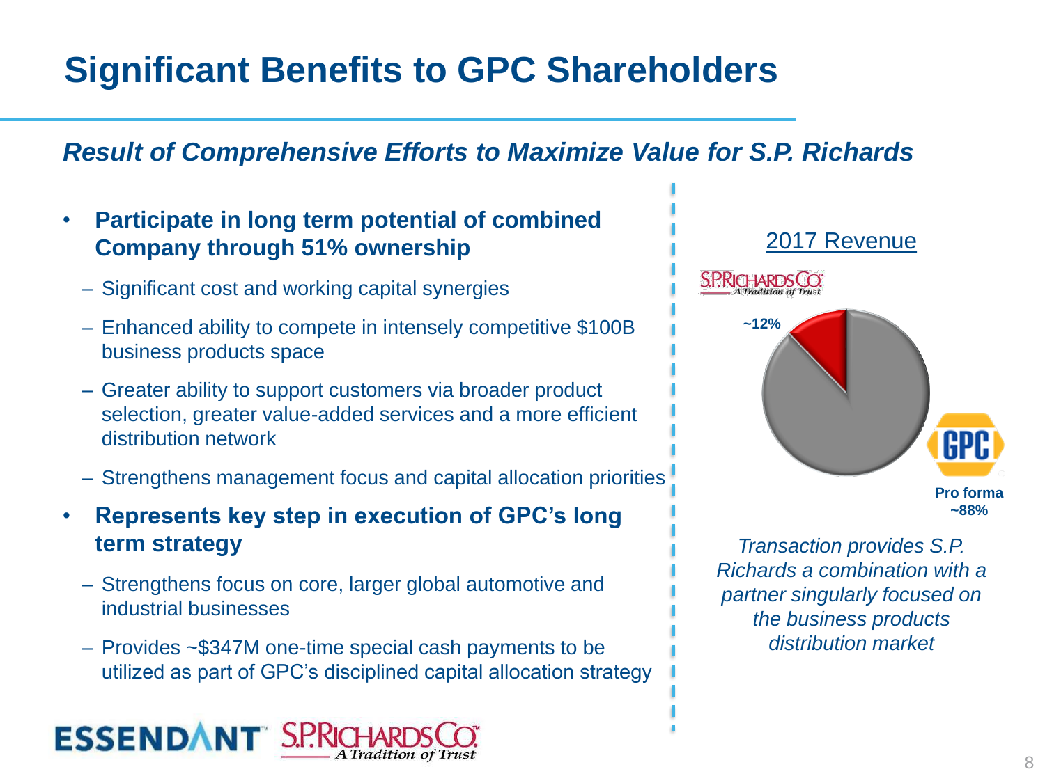# Significant Benefits to GPC Shareholders

## *Result of Comprehensive Efforts to Maximize Value for S.P. Richards*

- **Participate in long term potential of combined Company through 51% ownership**
  - Significant cost and working capital synergies
  - Enhanced ability to compete in intensely competitive $100B business products space
  - Greater ability to support customers via broader product selection, greater value-added services and a more efficient distribution network
  - Strengthens management focus and capital allocation priorities
- **Represents key step in execution of GPC's long term strategy**
  - Strengthens focus on core, larger global automotive and industrial businesses
  - Provides ~$347M one-time special cash payments to be utilized as part of GPC's disciplined capital allocation strategy

2017 Revenue

S.P. Richards Co. ~12%

GPC Pro forma ~88%

*Transaction provides S.P. Richards a combination with a partner singularly focused on the business products distribution market*

ESSENDANT S.P. RICHARDS CO. A Tradition of Trust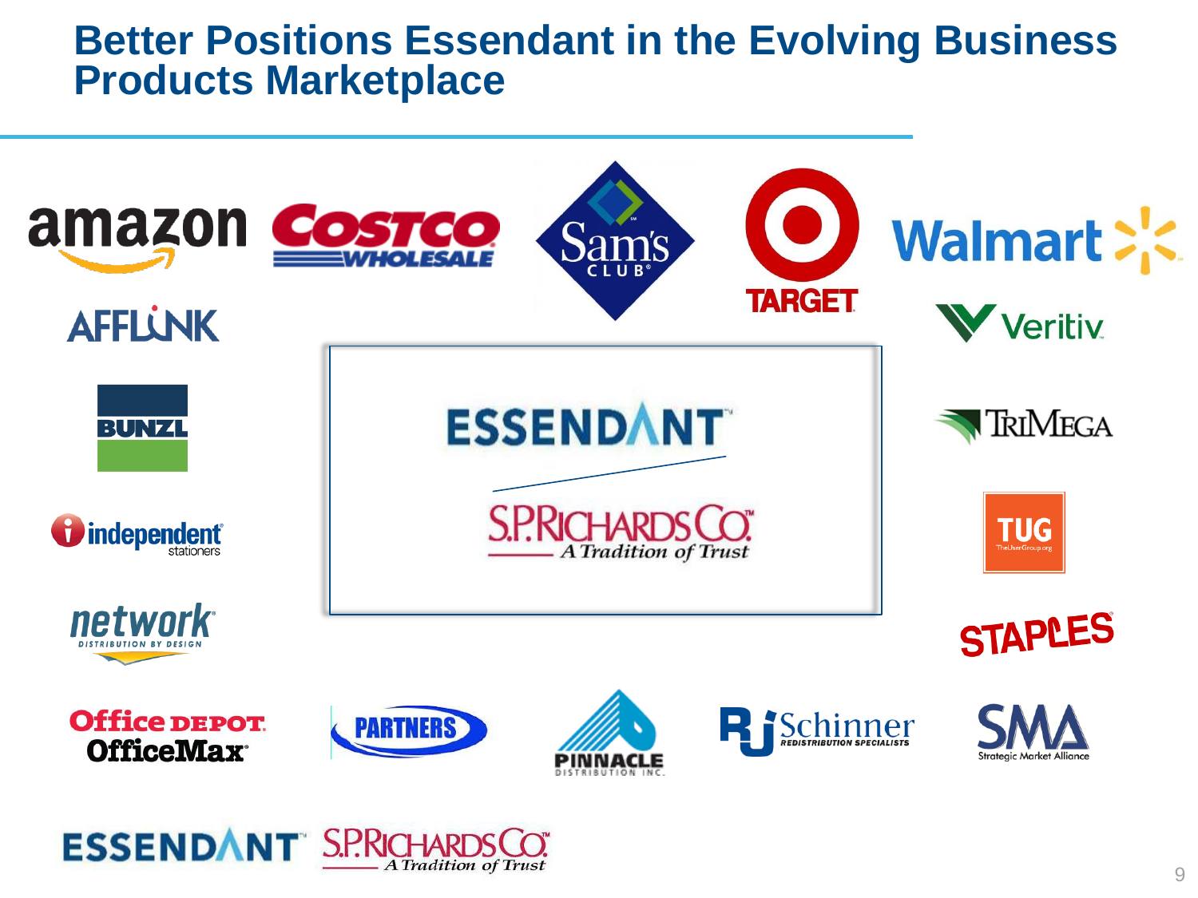# Better Positions Essendant in the Evolving Business Products Marketplace

amazon

COSTCO WHOLESALE

Sam's CLUB

TARGET

Walmart

AFFLINK

Veritiv

BUNZL

ESSENDANT

S.P.RICHARDS CO. A Tradition of Trust

TRIMEGA

independent stationers

TUG TheUserGroup.org

network DISTRIBUTION BY DESIGN

STAPLES

Office DEPOT OfficeMax

PARTNERS

PINNACLE DISTRIBUTION INC.

RJ Schinner REDISTRIBUTION SPECIALISTS

SMA Strategic Market Alliance

ESSENDANT S.P.RICHARDS CO. A Tradition of Trust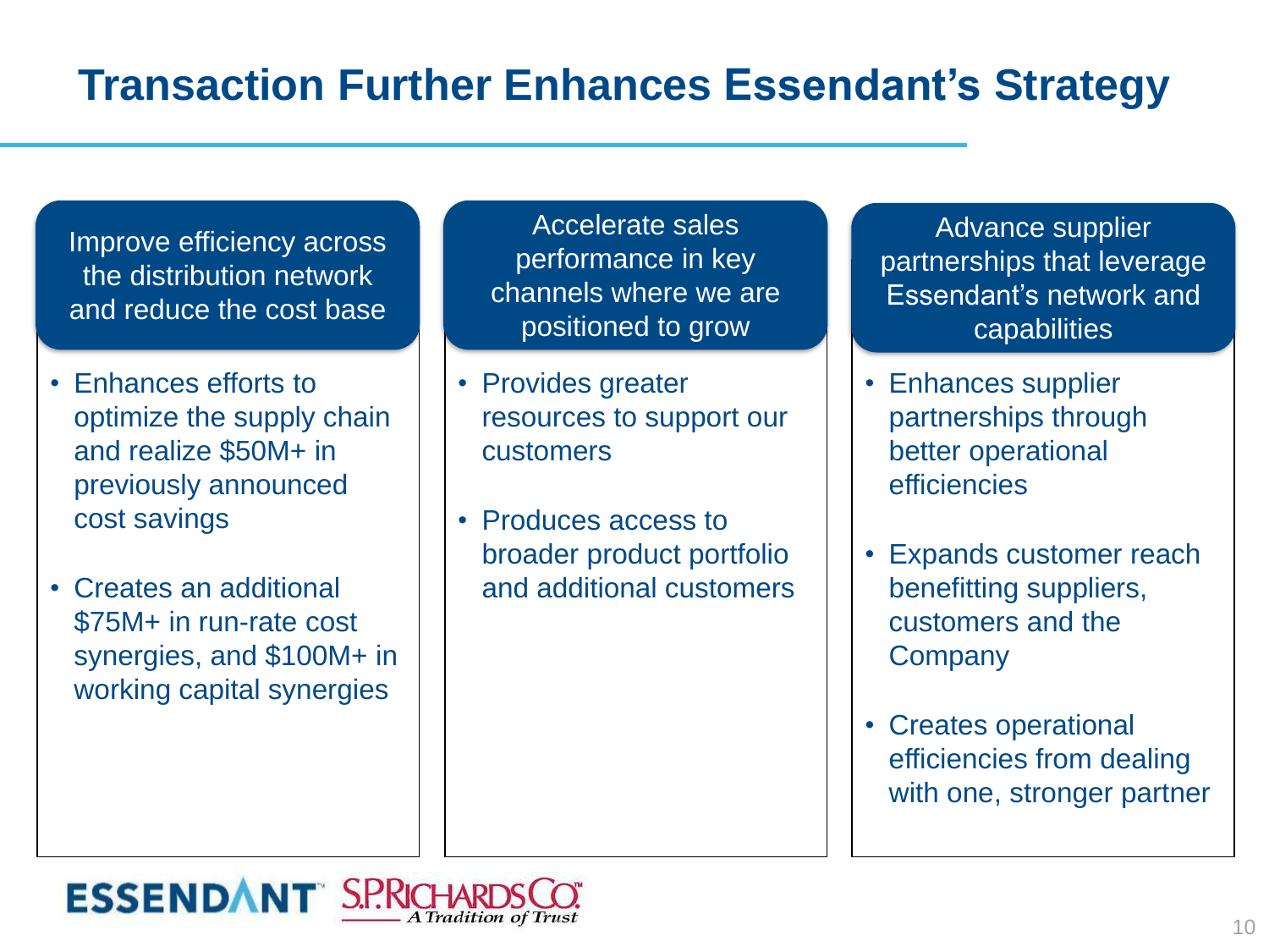# Transaction Further Enhances Essendant's Strategy

### Improve efficiency across the distribution network and reduce the cost base

- Enhances efforts to optimize the supply chain and realize $50M+ in previously announced cost savings
- Creates an additional $75M+ in run-rate cost synergies, and $100M+ in working capital synergies

### Accelerate sales performance in key channels where we are positioned to grow

- Provides greater resources to support our customers
- Produces access to broader product portfolio and additional customers

### Advance supplier partnerships that leverage Essendant's network and capabilities

- Enhances supplier partnerships through better operational efficiencies
- Expands customer reach benefitting suppliers, customers and the Company
- Creates operational efficiencies from dealing with one, stronger partner

ESSENDANT™ S.P.RICHARDS CO.™ A Tradition of Trust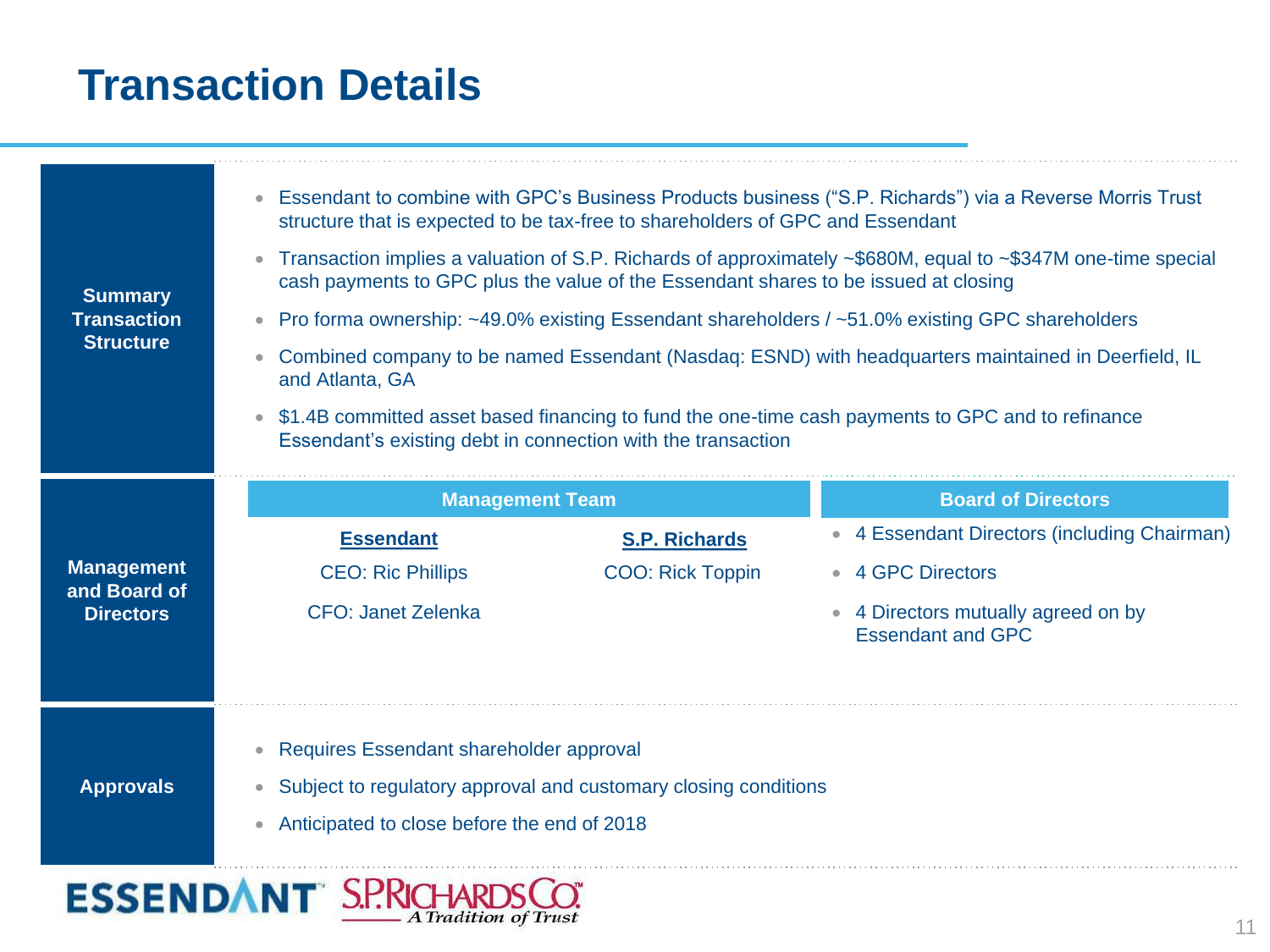# Transaction Details

## Summary Transaction Structure

- Essendant to combine with GPC's Business Products business ("S.P. Richards") via a Reverse Morris Trust structure that is expected to be tax-free to shareholders of GPC and Essendant
- Transaction implies a valuation of S.P. Richards of approximately ~$680M, equal to ~$347M one-time special cash payments to GPC plus the value of the Essendant shares to be issued at closing
- Pro forma ownership: ~49.0% existing Essendant shareholders / ~51.0% existing GPC shareholders
- Combined company to be named Essendant (Nasdaq: ESND) with headquarters maintained in Deerfield, IL and Atlanta, GA
- $1.4B committed asset based financing to fund the one-time cash payments to GPC and to refinance Essendant's existing debt in connection with the transaction

## Management and Board of Directors

### Management Team

| Essendant | S.P. Richards |
|---|---|
| CEO: Ric Phillips | COO: Rick Toppin |
| CFO: Janet Zelenka | |

### Board of Directors

- 4 Essendant Directors (including Chairman)
- 4 GPC Directors
- 4 Directors mutually agreed on by Essendant and GPC

## Approvals

- Requires Essendant shareholder approval
- Subject to regulatory approval and customary closing conditions
- Anticipated to close before the end of 2018

ESSENDANT™ S.P.RICHARDS CO.™ A Tradition of Trust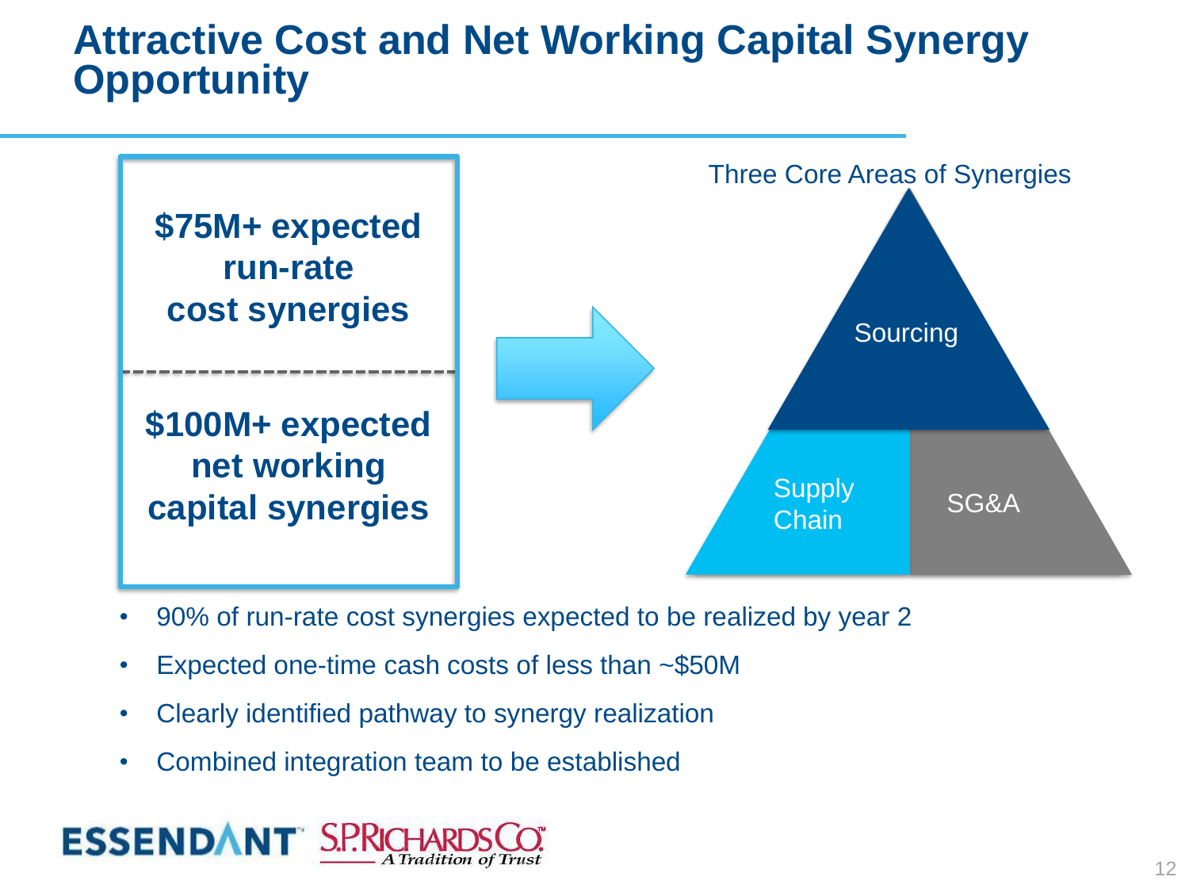# Attractive Cost and Net Working Capital Synergy Opportunity

**$75M+ expected run-rate cost synergies**

**$100M+ expected net working capital synergies**

Three Core Areas of Synergies

- Sourcing
- Supply Chain
- SG&A

- 90% of run-rate cost synergies expected to be realized by year 2
- Expected one-time cash costs of less than ~$50M
- Clearly identified pathway to synergy realization
- Combined integration team to be established

ESSENDANT S.P. RICHARDS CO. A Tradition of Trust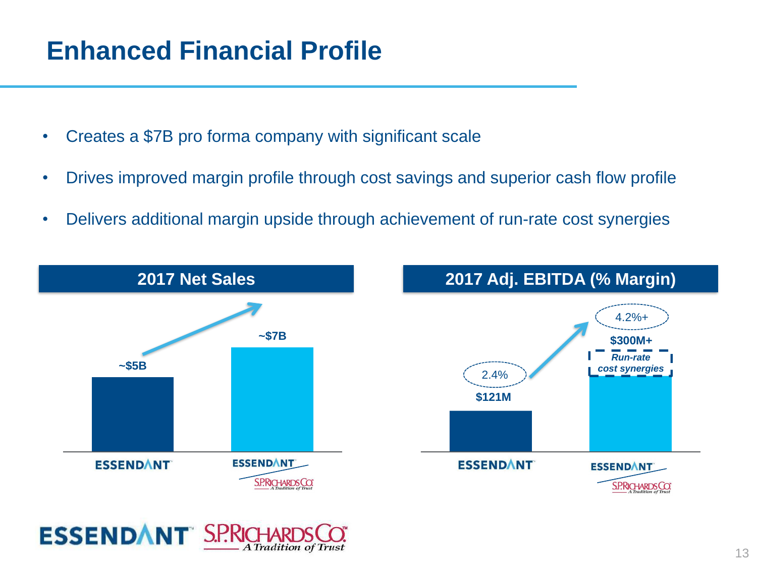# Enhanced Financial Profile

- Creates a $7B pro forma company with significant scale
- Drives improved margin profile through cost savings and superior cash flow profile
- Delivers additional margin upside through achievement of run-rate cost synergies

**2017 Net Sales**

| | Net Sales |
|---|---|
| ESSENDANT | ~$5B |
| ESSENDANT / S.P. RICHARDS CO. | ~$7B |

**2017 Adj. EBITDA (% Margin)**

| | Adj. EBITDA | % Margin |
|---|---|---|
| ESSENDANT | $121M | 2.4% |
| ESSENDANT / S.P. RICHARDS CO. | $300M+ (*Run-rate cost synergies*) | 4.2%+ |

ESSENDANT S.P. RICHARDS CO. A Tradition of Trust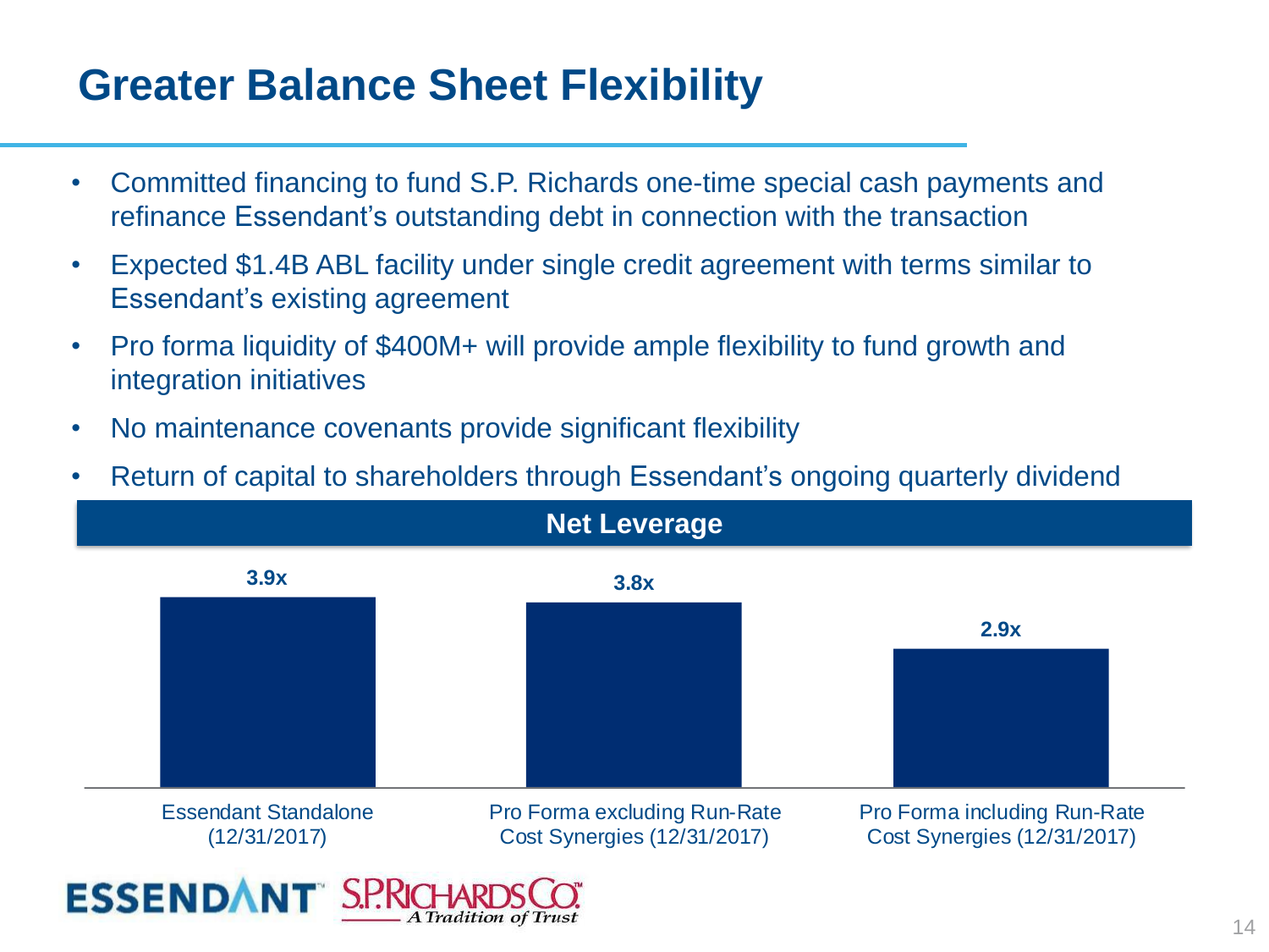# Greater Balance Sheet Flexibility

- Committed financing to fund S.P. Richards one-time special cash payments and refinance Essendant's outstanding debt in connection with the transaction
- Expected $1.4B ABL facility under single credit agreement with terms similar to Essendant's existing agreement
- Pro forma liquidity of $400M+ will provide ample flexibility to fund growth and integration initiatives
- No maintenance covenants provide significant flexibility
- Return of capital to shareholders through Essendant's ongoing quarterly dividend

**Net Leverage**

| | Net Leverage |
|---|---|
| Essendant Standalone (12/31/2017) | 3.9x |
| Pro Forma excluding Run-Rate Cost Synergies (12/31/2017) | 3.8x |
| Pro Forma including Run-Rate Cost Synergies (12/31/2017) | 2.9x |

ESSENDANT S.P. RICHARDS CO. A Tradition of Trust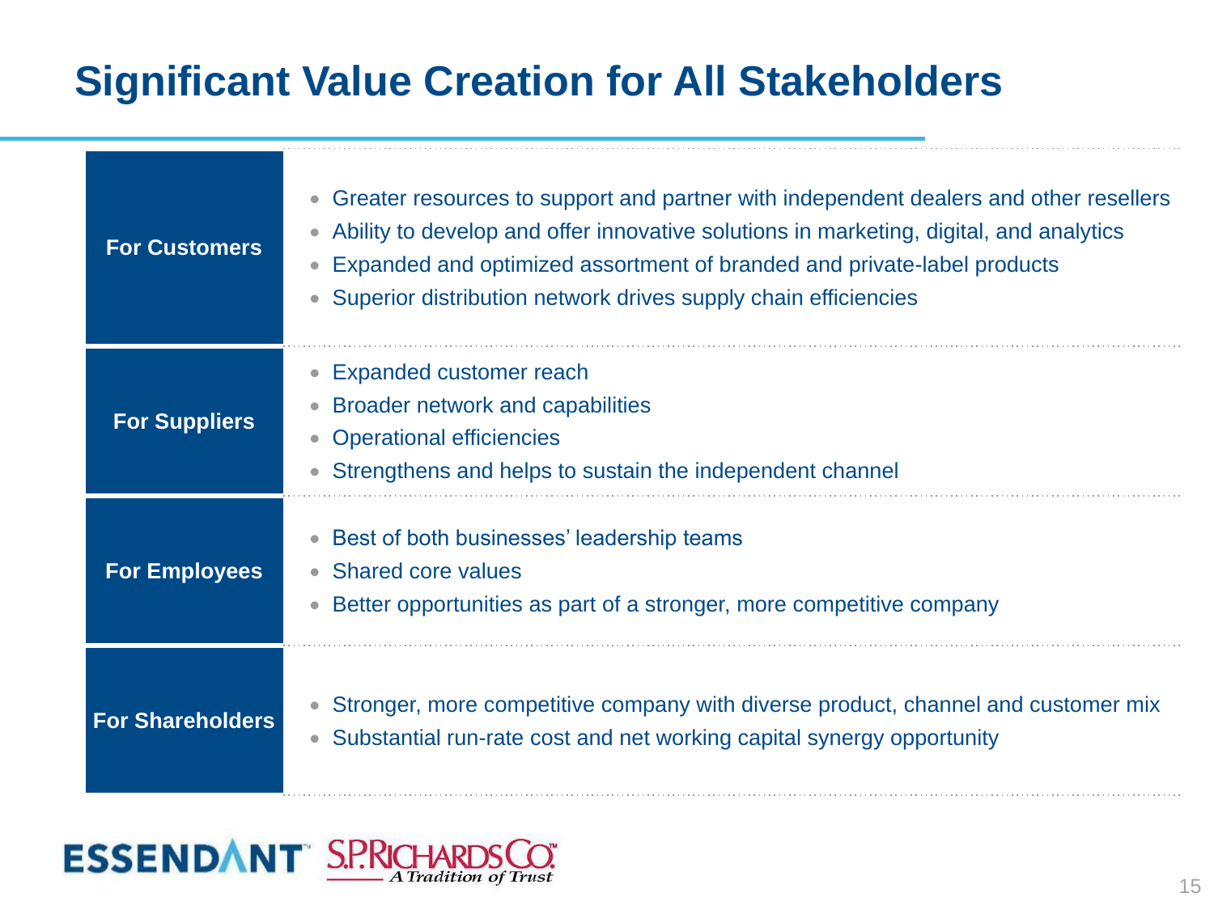# Significant Value Creation for All Stakeholders

| | |
|---|---|
| **For Customers** | • Greater resources to support and partner with independent dealers and other resellers<br>• Ability to develop and offer innovative solutions in marketing, digital, and analytics<br>• Expanded and optimized assortment of branded and private-label products<br>• Superior distribution network drives supply chain efficiencies |
| **For Suppliers** | • Expanded customer reach<br>• Broader network and capabilities<br>• Operational efficiencies<br>• Strengthens and helps to sustain the independent channel |
| **For Employees** | • Best of both businesses' leadership teams<br>• Shared core values<br>• Better opportunities as part of a stronger, more competitive company |
| **For Shareholders** | • Stronger, more competitive company with diverse product, channel and customer mix<br>• Substantial run-rate cost and net working capital synergy opportunity |

ESSENDANT™ S.P.RICHARDS CO.™ A Tradition of Trust